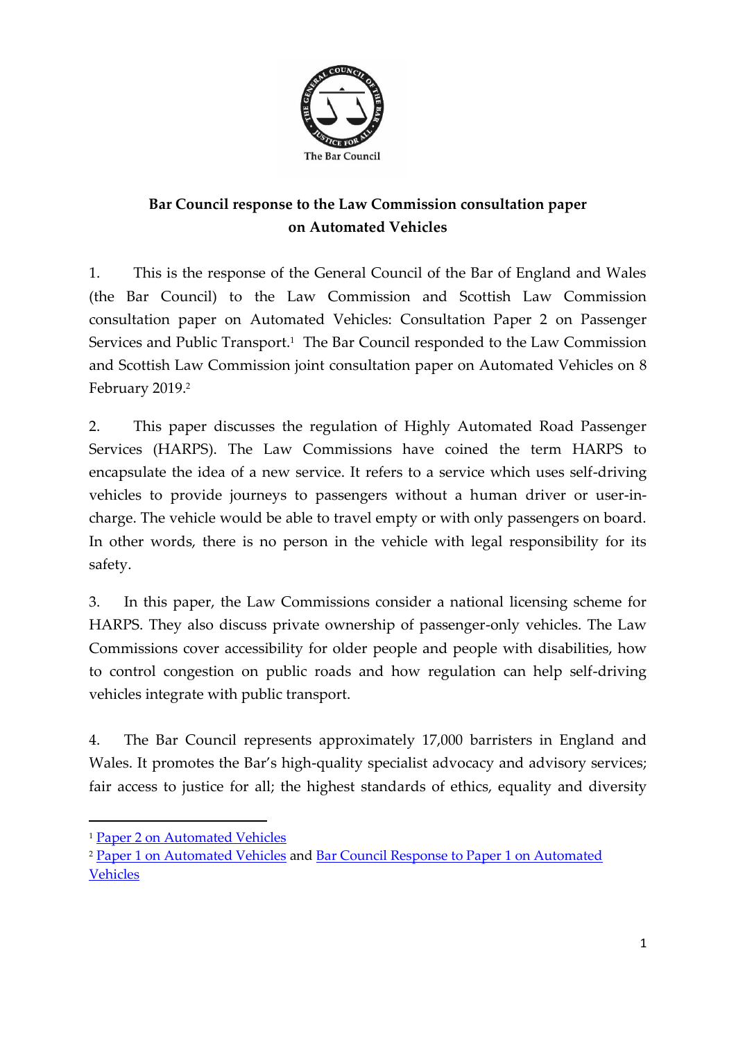**Bar Council response to the Law Commission consultation paper on Automated Vehicles**

1. This is the response of the General Council of the Bar of England and Wales (the Bar Council) to the Law Commission and Scottish Law Commission consultation paper on Automated Vehicles: Consultation Paper 2 on Passenger Services and Public Transport.[1] The Bar Council responded to the Law Commission and Scottish Law Commission joint consultation paper on Automated Vehicles on 8 February 2019.[2]

2. This paper discusses the regulation of Highly Automated Road Passenger Services (HARPS). The Law Commissions have coined the term HARPS to encapsulate the idea of a new service. It refers to a service which uses self-driving vehicles to provide journeys to passengers without a human driver or user-in-charge. The vehicle would be able to travel empty or with only passengers on board. In other words, there is no person in the vehicle with legal responsibility for its safety.

3. In this paper, the Law Commissions consider a national licensing scheme for HARPS. They also discuss private ownership of passenger-only vehicles. The Law Commissions cover accessibility for older people and people with disabilities, how to control congestion on public roads and how regulation can help self-driving vehicles integrate with public transport.

4. The Bar Council represents approximately 17,000 barristers in England and Wales. It promotes the Bar's high-quality specialist advocacy and advisory services; fair access to justice for all; the highest standards of ethics, equality and diversity

---

[1] Paper 2 on Automated Vehicles

[2] Paper 1 on Automated Vehicles and Bar Council Response to Paper 1 on Automated Vehicles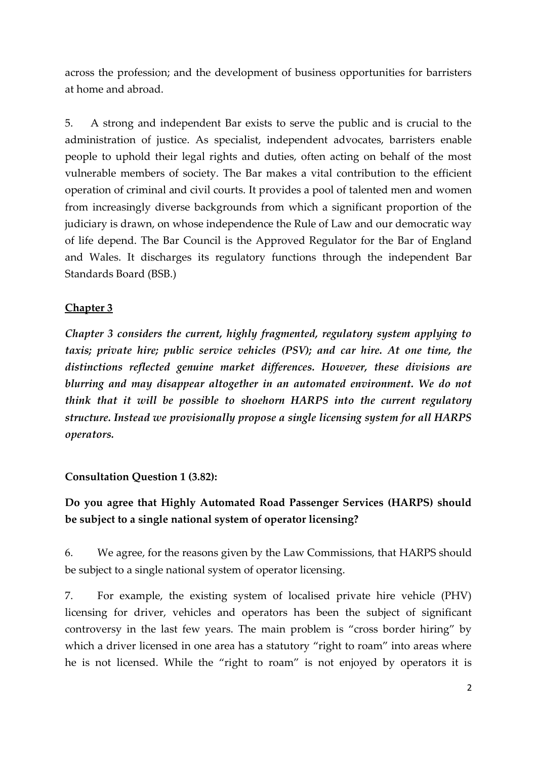across the profession; and the development of business opportunities for barristers at home and abroad.

5. A strong and independent Bar exists to serve the public and is crucial to the administration of justice. As specialist, independent advocates, barristers enable people to uphold their legal rights and duties, often acting on behalf of the most vulnerable members of society. The Bar makes a vital contribution to the efficient operation of criminal and civil courts. It provides a pool of talented men and women from increasingly diverse backgrounds from which a significant proportion of the judiciary is drawn, on whose independence the Rule of Law and our democratic way of life depend. The Bar Council is the Approved Regulator for the Bar of England and Wales. It discharges its regulatory functions through the independent Bar Standards Board (BSB.)

## Chapter 3

***Chapter 3 considers the current, highly fragmented, regulatory system applying to taxis; private hire; public service vehicles (PSV); and car hire. At one time, the distinctions reflected genuine market differences. However, these divisions are blurring and may disappear altogether in an automated environment. We do not think that it will be possible to shoehorn HARPS into the current regulatory structure. Instead we provisionally propose a single licensing system for all HARPS operators.***

**Consultation Question 1 (3.82):**

**Do you agree that Highly Automated Road Passenger Services (HARPS) should be subject to a single national system of operator licensing?**

6. We agree, for the reasons given by the Law Commissions, that HARPS should be subject to a single national system of operator licensing.

7. For example, the existing system of localised private hire vehicle (PHV) licensing for driver, vehicles and operators has been the subject of significant controversy in the last few years. The main problem is "cross border hiring" by which a driver licensed in one area has a statutory "right to roam" into areas where he is not licensed. While the "right to roam" is not enjoyed by operators it is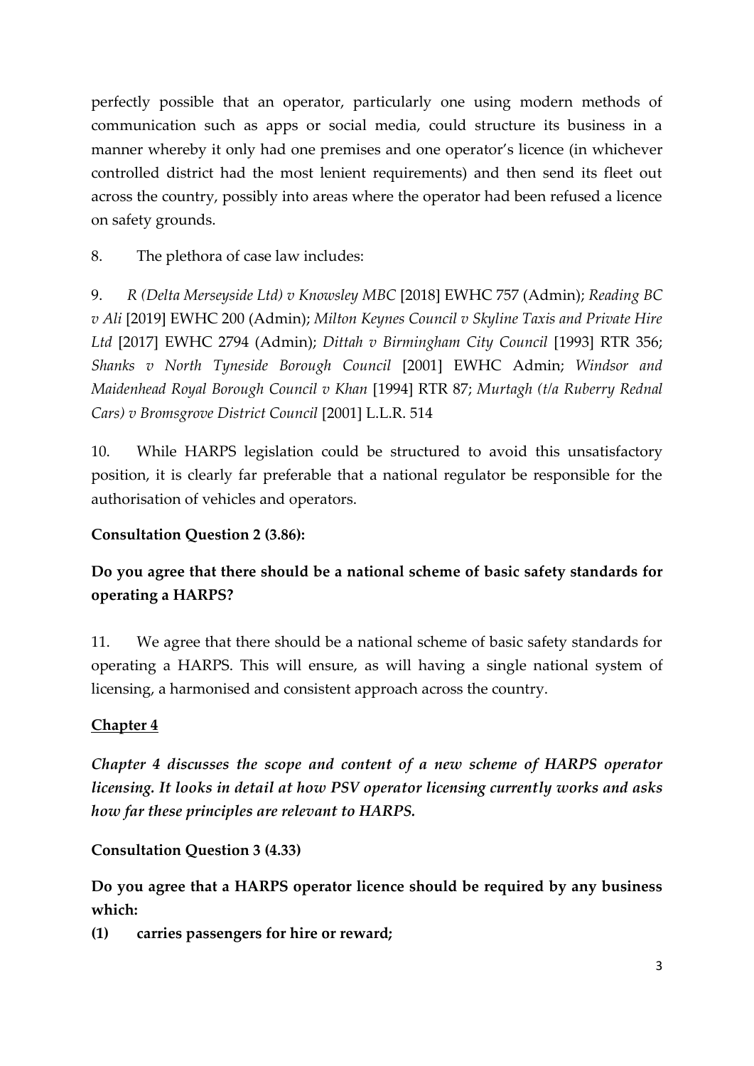perfectly possible that an operator, particularly one using modern methods of communication such as apps or social media, could structure its business in a manner whereby it only had one premises and one operator's licence (in whichever controlled district had the most lenient requirements) and then send its fleet out across the country, possibly into areas where the operator had been refused a licence on safety grounds.

8. The plethora of case law includes:

9. *R (Delta Merseyside Ltd) v Knowsley MBC* [2018] EWHC 757 (Admin); *Reading BC v Ali* [2019] EWHC 200 (Admin); *Milton Keynes Council v Skyline Taxis and Private Hire Ltd* [2017] EWHC 2794 (Admin); *Dittah v Birmingham City Council* [1993] RTR 356; *Shanks v North Tyneside Borough Council* [2001] EWHC Admin; *Windsor and Maidenhead Royal Borough Council v Khan* [1994] RTR 87; *Murtagh (t/a Ruberry Rednal Cars) v Bromsgrove District Council* [2001] L.L.R. 514

10. While HARPS legislation could be structured to avoid this unsatisfactory position, it is clearly far preferable that a national regulator be responsible for the authorisation of vehicles and operators.

**Consultation Question 2 (3.86):**

**Do you agree that there should be a national scheme of basic safety standards for operating a HARPS?**

11. We agree that there should be a national scheme of basic safety standards for operating a HARPS. This will ensure, as will having a single national system of licensing, a harmonised and consistent approach across the country.

## **Chapter 4**

***Chapter 4 discusses the scope and content of a new scheme of HARPS operator licensing. It looks in detail at how PSV operator licensing currently works and asks how far these principles are relevant to HARPS.***

**Consultation Question 3 (4.33)**

**Do you agree that a HARPS operator licence should be required by any business which:**

**(1) carries passengers for hire or reward;**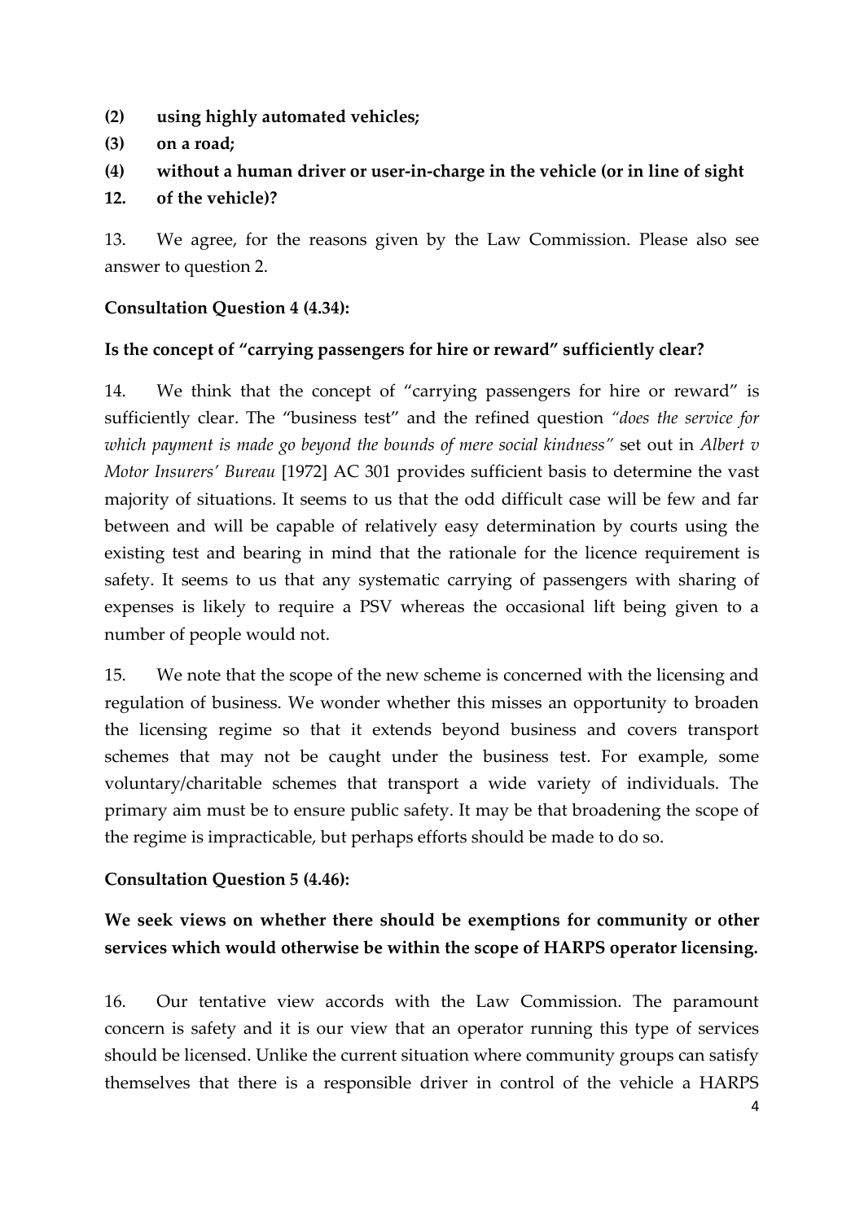**(2) using highly automated vehicles;**

**(3) on a road;**

**(4) without a human driver or user-in-charge in the vehicle (or in line of sight**

**12. of the vehicle)?**

13. We agree, for the reasons given by the Law Commission. Please also see answer to question 2.

**Consultation Question 4 (4.34):**

**Is the concept of "carrying passengers for hire or reward" sufficiently clear?**

14. We think that the concept of "carrying passengers for hire or reward" is sufficiently clear. The "business test" and the refined question *"does the service for which payment is made go beyond the bounds of mere social kindness"* set out in *Albert v Motor Insurers' Bureau* [1972] AC 301 provides sufficient basis to determine the vast majority of situations. It seems to us that the odd difficult case will be few and far between and will be capable of relatively easy determination by courts using the existing test and bearing in mind that the rationale for the licence requirement is safety. It seems to us that any systematic carrying of passengers with sharing of expenses is likely to require a PSV whereas the occasional lift being given to a number of people would not.

15. We note that the scope of the new scheme is concerned with the licensing and regulation of business. We wonder whether this misses an opportunity to broaden the licensing regime so that it extends beyond business and covers transport schemes that may not be caught under the business test. For example, some voluntary/charitable schemes that transport a wide variety of individuals. The primary aim must be to ensure public safety. It may be that broadening the scope of the regime is impracticable, but perhaps efforts should be made to do so.

**Consultation Question 5 (4.46):**

**We seek views on whether there should be exemptions for community or other services which would otherwise be within the scope of HARPS operator licensing.**

16. Our tentative view accords with the Law Commission. The paramount concern is safety and it is our view that an operator running this type of services should be licensed. Unlike the current situation where community groups can satisfy themselves that there is a responsible driver in control of the vehicle a HARPS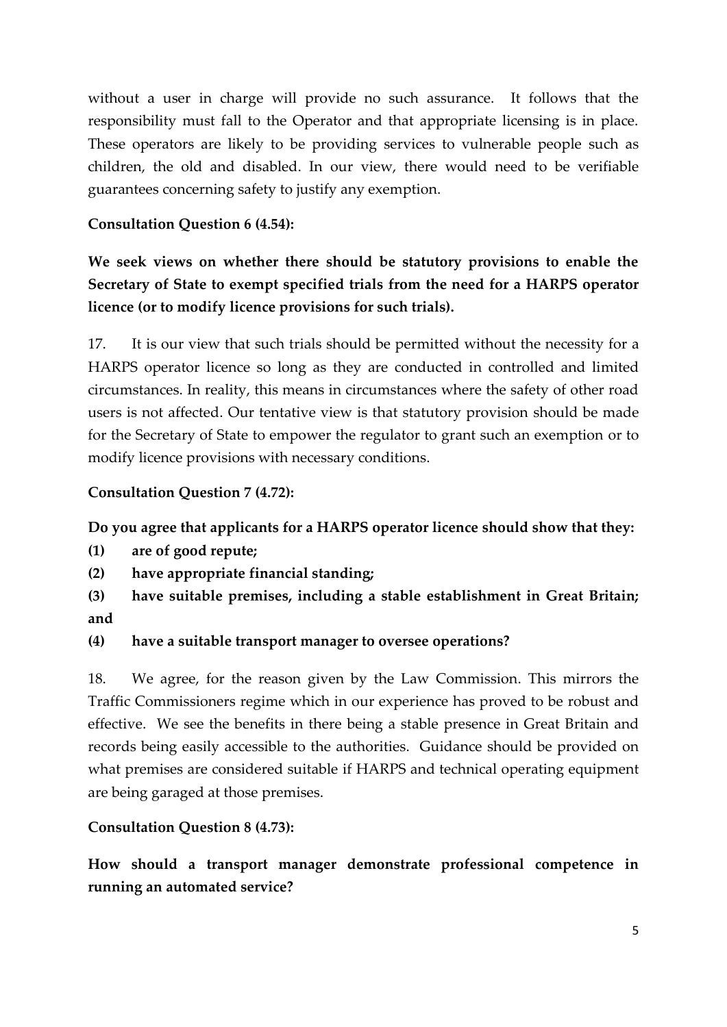without a user in charge will provide no such assurance. It follows that the responsibility must fall to the Operator and that appropriate licensing is in place. These operators are likely to be providing services to vulnerable people such as children, the old and disabled. In our view, there would need to be verifiable guarantees concerning safety to justify any exemption.

**Consultation Question 6 (4.54):**

**We seek views on whether there should be statutory provisions to enable the Secretary of State to exempt specified trials from the need for a HARPS operator licence (or to modify licence provisions for such trials).**

17. It is our view that such trials should be permitted without the necessity for a HARPS operator licence so long as they are conducted in controlled and limited circumstances. In reality, this means in circumstances where the safety of other road users is not affected. Our tentative view is that statutory provision should be made for the Secretary of State to empower the regulator to grant such an exemption or to modify licence provisions with necessary conditions.

**Consultation Question 7 (4.72):**

**Do you agree that applicants for a HARPS operator licence should show that they:**

**(1) are of good repute;**

**(2) have appropriate financial standing;**

**(3) have suitable premises, including a stable establishment in Great Britain; and**

**(4) have a suitable transport manager to oversee operations?**

18. We agree, for the reason given by the Law Commission. This mirrors the Traffic Commissioners regime which in our experience has proved to be robust and effective. We see the benefits in there being a stable presence in Great Britain and records being easily accessible to the authorities. Guidance should be provided on what premises are considered suitable if HARPS and technical operating equipment are being garaged at those premises.

**Consultation Question 8 (4.73):**

**How should a transport manager demonstrate professional competence in running an automated service?**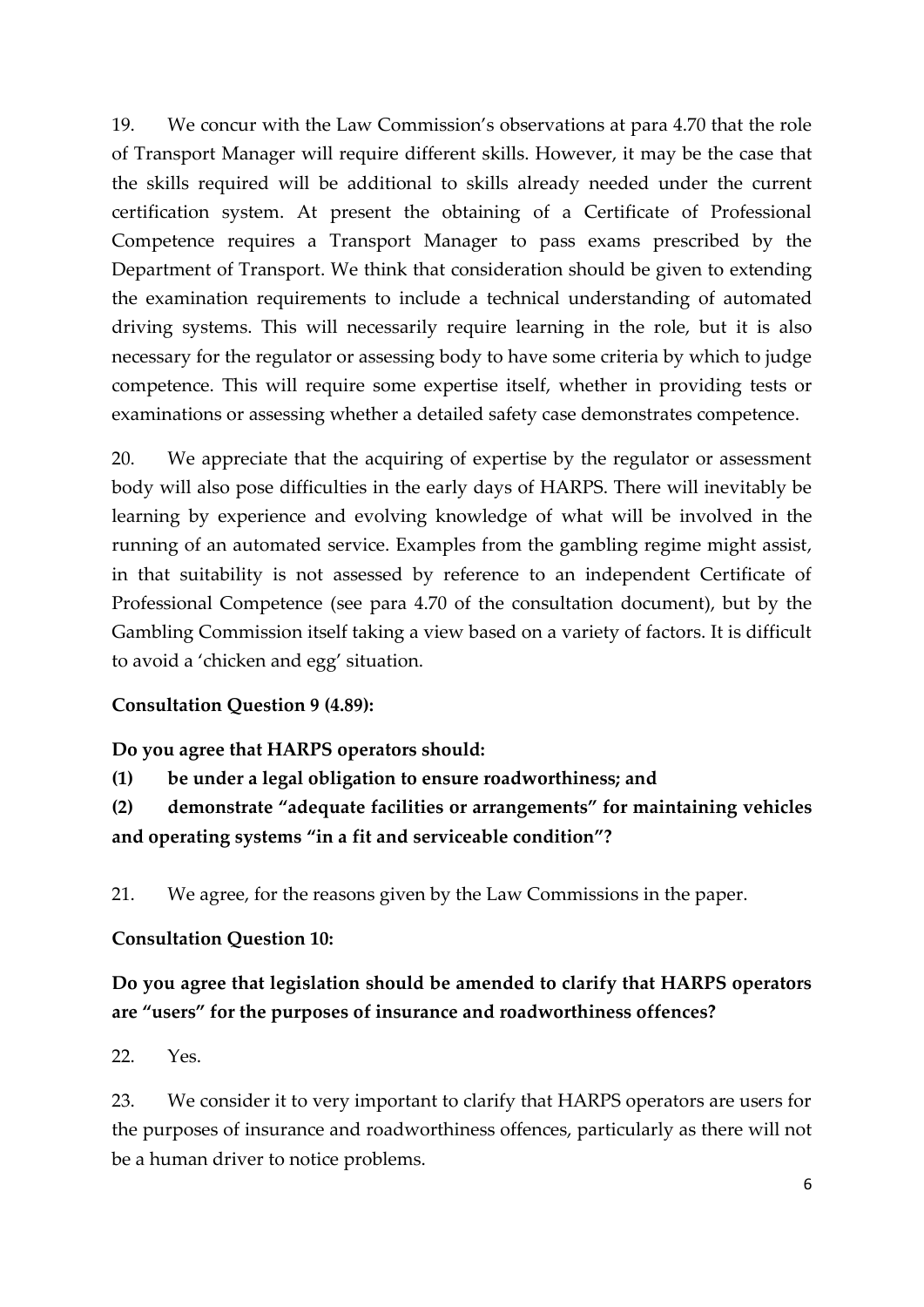19. We concur with the Law Commission's observations at para 4.70 that the role of Transport Manager will require different skills. However, it may be the case that the skills required will be additional to skills already needed under the current certification system. At present the obtaining of a Certificate of Professional Competence requires a Transport Manager to pass exams prescribed by the Department of Transport. We think that consideration should be given to extending the examination requirements to include a technical understanding of automated driving systems. This will necessarily require learning in the role, but it is also necessary for the regulator or assessing body to have some criteria by which to judge competence. This will require some expertise itself, whether in providing tests or examinations or assessing whether a detailed safety case demonstrates competence.

20. We appreciate that the acquiring of expertise by the regulator or assessment body will also pose difficulties in the early days of HARPS. There will inevitably be learning by experience and evolving knowledge of what will be involved in the running of an automated service. Examples from the gambling regime might assist, in that suitability is not assessed by reference to an independent Certificate of Professional Competence (see para 4.70 of the consultation document), but by the Gambling Commission itself taking a view based on a variety of factors. It is difficult to avoid a 'chicken and egg' situation.

**Consultation Question 9 (4.89):**

**Do you agree that HARPS operators should:**

**(1) be under a legal obligation to ensure roadworthiness; and**

**(2) demonstrate "adequate facilities or arrangements" for maintaining vehicles and operating systems "in a fit and serviceable condition"?**

21. We agree, for the reasons given by the Law Commissions in the paper.

**Consultation Question 10:**

**Do you agree that legislation should be amended to clarify that HARPS operators are "users" for the purposes of insurance and roadworthiness offences?**

22. Yes.

23. We consider it to very important to clarify that HARPS operators are users for the purposes of insurance and roadworthiness offences, particularly as there will not be a human driver to notice problems.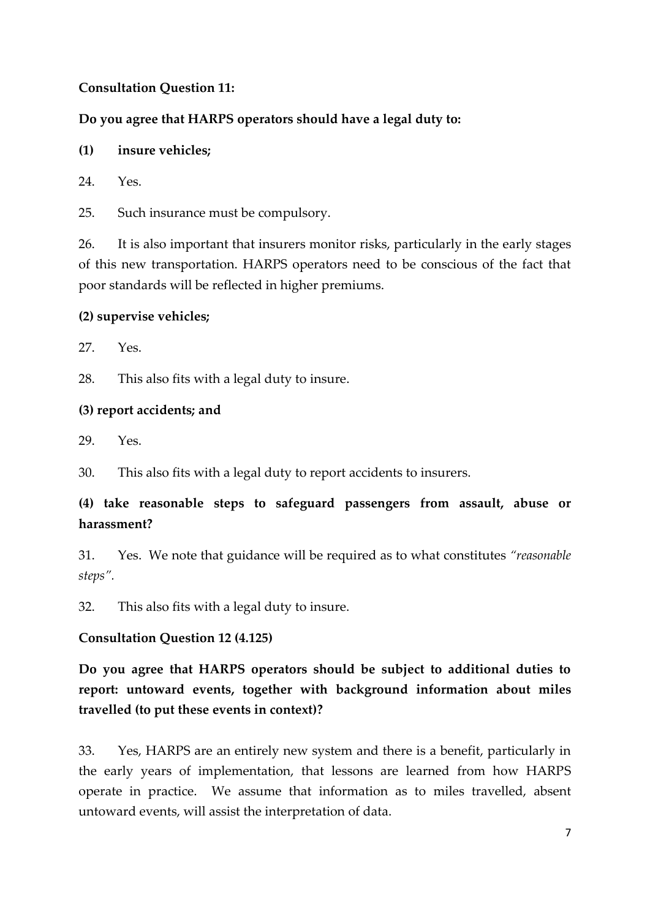**Consultation Question 11:**

**Do you agree that HARPS operators should have a legal duty to:**

**(1) insure vehicles;**

24. Yes.

25. Such insurance must be compulsory.

26. It is also important that insurers monitor risks, particularly in the early stages of this new transportation. HARPS operators need to be conscious of the fact that poor standards will be reflected in higher premiums.

**(2) supervise vehicles;**

27. Yes.

28. This also fits with a legal duty to insure.

**(3) report accidents; and**

29. Yes.

30. This also fits with a legal duty to report accidents to insurers.

**(4) take reasonable steps to safeguard passengers from assault, abuse or harassment?**

31. Yes. We note that guidance will be required as to what constitutes *"reasonable steps"*.

32. This also fits with a legal duty to insure.

**Consultation Question 12 (4.125)**

**Do you agree that HARPS operators should be subject to additional duties to report: untoward events, together with background information about miles travelled (to put these events in context)?**

33. Yes, HARPS are an entirely new system and there is a benefit, particularly in the early years of implementation, that lessons are learned from how HARPS operate in practice. We assume that information as to miles travelled, absent untoward events, will assist the interpretation of data.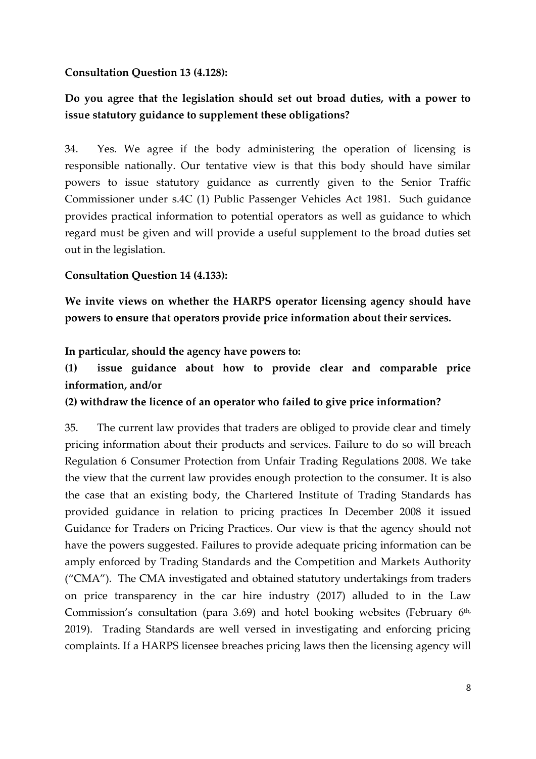**Consultation Question 13 (4.128):**

**Do you agree that the legislation should set out broad duties, with a power to issue statutory guidance to supplement these obligations?**

34. Yes. We agree if the body administering the operation of licensing is responsible nationally. Our tentative view is that this body should have similar powers to issue statutory guidance as currently given to the Senior Traffic Commissioner under s.4C (1) Public Passenger Vehicles Act 1981. Such guidance provides practical information to potential operators as well as guidance to which regard must be given and will provide a useful supplement to the broad duties set out in the legislation.

**Consultation Question 14 (4.133):**

**We invite views on whether the HARPS operator licensing agency should have powers to ensure that operators provide price information about their services.**

**In particular, should the agency have powers to:**

**(1) issue guidance about how to provide clear and comparable price information, and/or**

**(2) withdraw the licence of an operator who failed to give price information?**

35. The current law provides that traders are obliged to provide clear and timely pricing information about their products and services. Failure to do so will breach Regulation 6 Consumer Protection from Unfair Trading Regulations 2008. We take the view that the current law provides enough protection to the consumer. It is also the case that an existing body, the Chartered Institute of Trading Standards has provided guidance in relation to pricing practices In December 2008 it issued Guidance for Traders on Pricing Practices. Our view is that the agency should not have the powers suggested. Failures to provide adequate pricing information can be amply enforced by Trading Standards and the Competition and Markets Authority ("CMA"). The CMA investigated and obtained statutory undertakings from traders on price transparency in the car hire industry (2017) alluded to in the Law Commission's consultation (para 3.69) and hotel booking websites (February 6th, 2019). Trading Standards are well versed in investigating and enforcing pricing complaints. If a HARPS licensee breaches pricing laws then the licensing agency will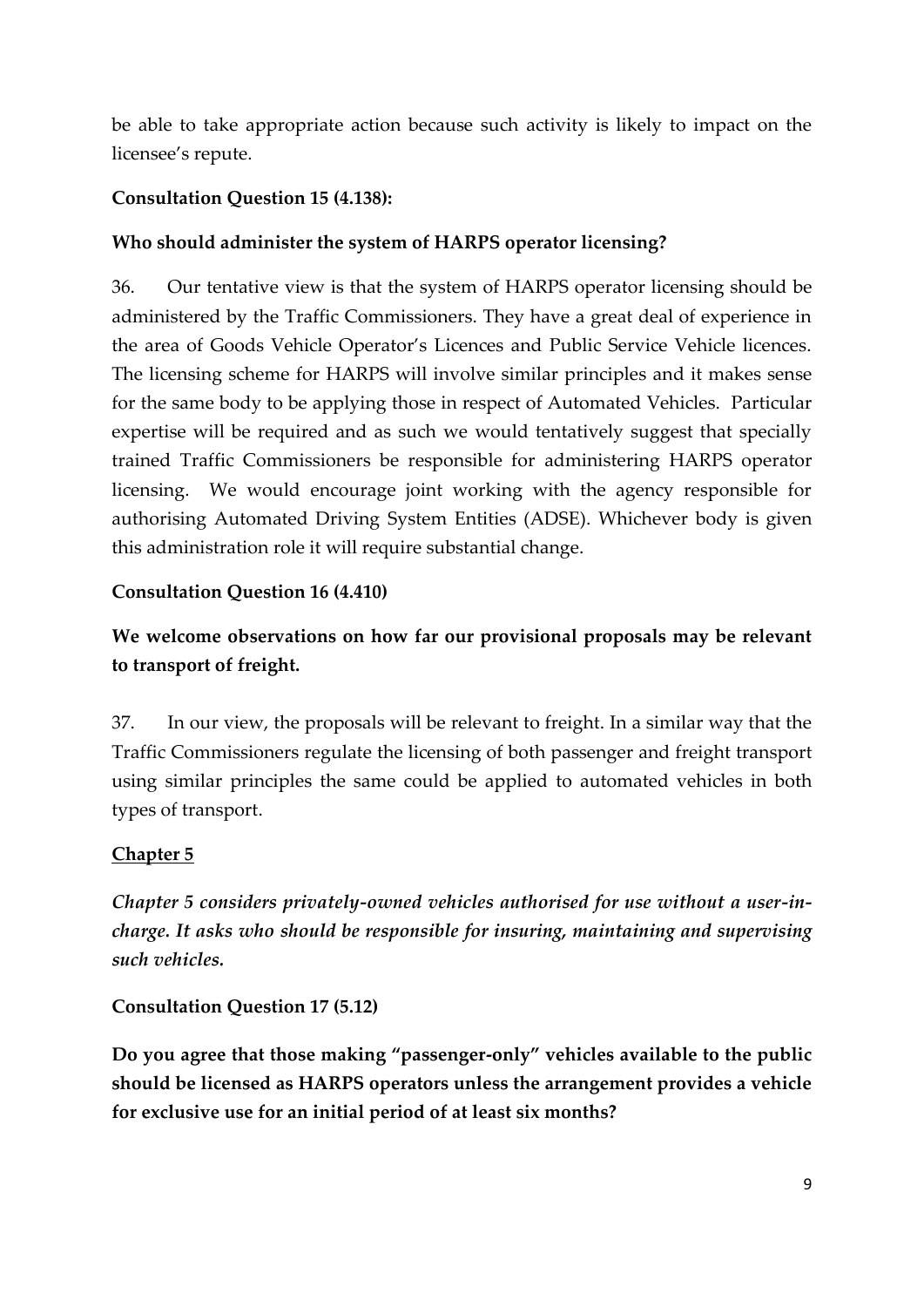be able to take appropriate action because such activity is likely to impact on the licensee's repute.

**Consultation Question 15 (4.138):**

**Who should administer the system of HARPS operator licensing?**

36. Our tentative view is that the system of HARPS operator licensing should be administered by the Traffic Commissioners. They have a great deal of experience in the area of Goods Vehicle Operator's Licences and Public Service Vehicle licences. The licensing scheme for HARPS will involve similar principles and it makes sense for the same body to be applying those in respect of Automated Vehicles. Particular expertise will be required and as such we would tentatively suggest that specially trained Traffic Commissioners be responsible for administering HARPS operator licensing. We would encourage joint working with the agency responsible for authorising Automated Driving System Entities (ADSE). Whichever body is given this administration role it will require substantial change.

**Consultation Question 16 (4.410)**

**We welcome observations on how far our provisional proposals may be relevant to transport of freight.**

37. In our view, the proposals will be relevant to freight. In a similar way that the Traffic Commissioners regulate the licensing of both passenger and freight transport using similar principles the same could be applied to automated vehicles in both types of transport.

## Chapter 5

***Chapter 5 considers privately-owned vehicles authorised for use without a user-in-charge. It asks who should be responsible for insuring, maintaining and supervising such vehicles.***

**Consultation Question 17 (5.12)**

**Do you agree that those making "passenger-only" vehicles available to the public should be licensed as HARPS operators unless the arrangement provides a vehicle for exclusive use for an initial period of at least six months?**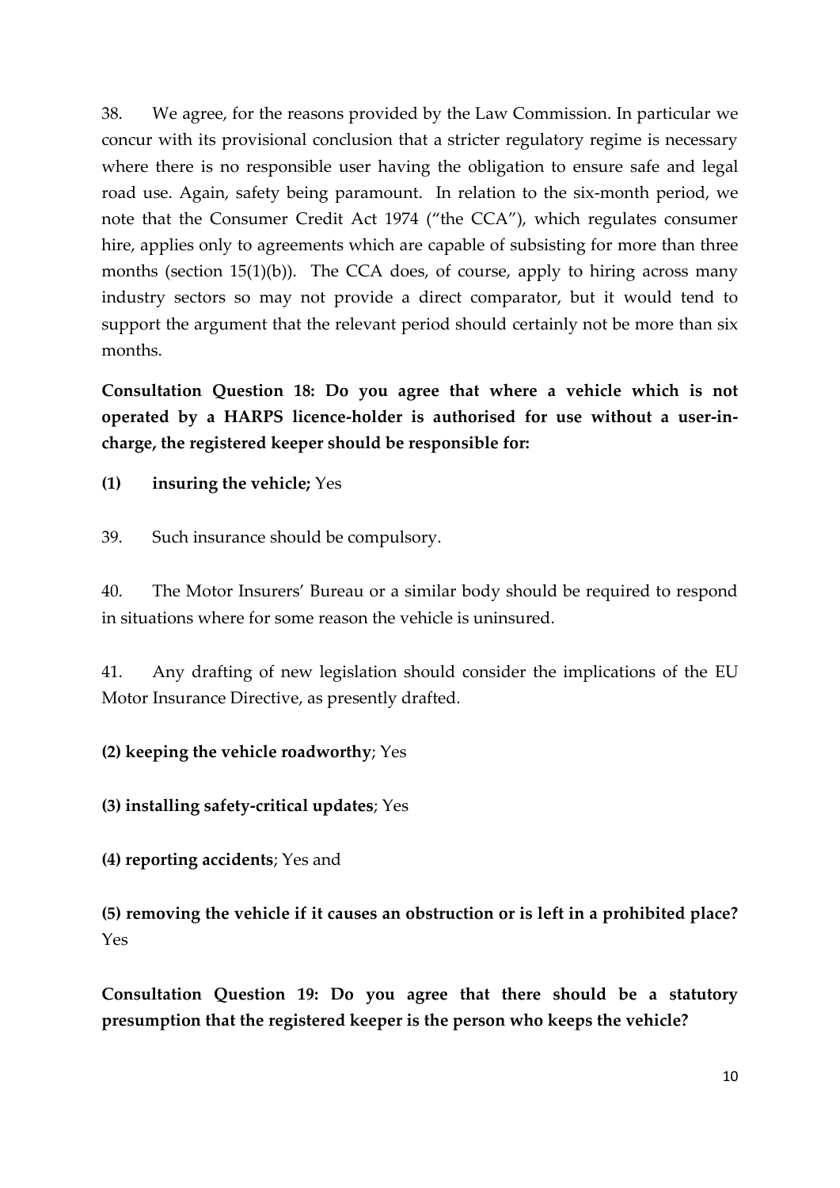38. We agree, for the reasons provided by the Law Commission. In particular we concur with its provisional conclusion that a stricter regulatory regime is necessary where there is no responsible user having the obligation to ensure safe and legal road use. Again, safety being paramount. In relation to the six-month period, we note that the Consumer Credit Act 1974 ("the CCA"), which regulates consumer hire, applies only to agreements which are capable of subsisting for more than three months (section 15(1)(b)). The CCA does, of course, apply to hiring across many industry sectors so may not provide a direct comparator, but it would tend to support the argument that the relevant period should certainly not be more than six months.

**Consultation Question 18: Do you agree that where a vehicle which is not operated by a HARPS licence-holder is authorised for use without a user-in-charge, the registered keeper should be responsible for:**

**(1) insuring the vehicle;** Yes

39. Such insurance should be compulsory.

40. The Motor Insurers' Bureau or a similar body should be required to respond in situations where for some reason the vehicle is uninsured.

41. Any drafting of new legislation should consider the implications of the EU Motor Insurance Directive, as presently drafted.

**(2) keeping the vehicle roadworthy**; Yes

**(3) installing safety-critical updates**; Yes

**(4) reporting accidents**; Yes and

**(5) removing the vehicle if it causes an obstruction or is left in a prohibited place?** Yes

**Consultation Question 19: Do you agree that there should be a statutory presumption that the registered keeper is the person who keeps the vehicle?**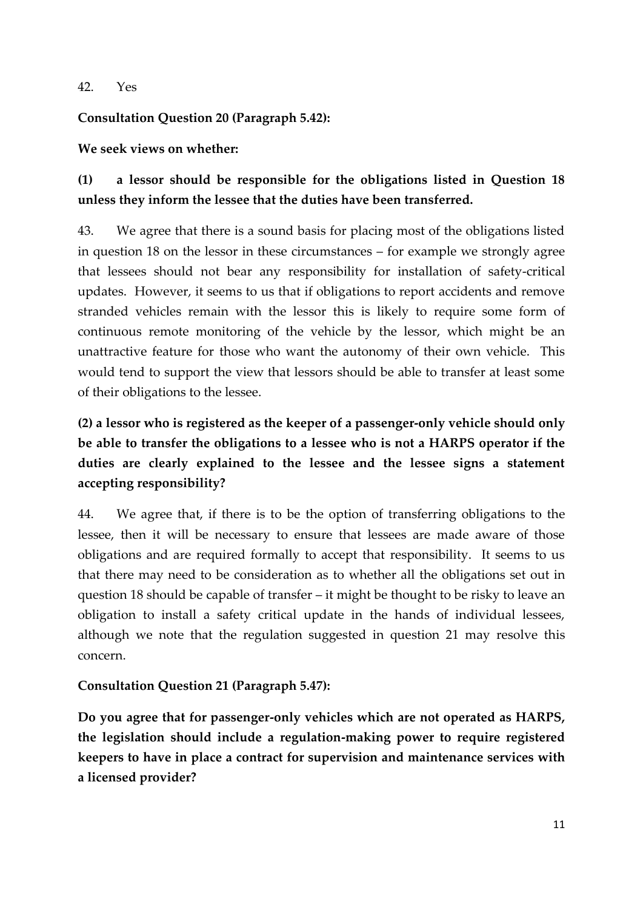42. Yes

**Consultation Question 20 (Paragraph 5.42):**

**We seek views on whether:**

**(1) a lessor should be responsible for the obligations listed in Question 18 unless they inform the lessee that the duties have been transferred.**

43. We agree that there is a sound basis for placing most of the obligations listed in question 18 on the lessor in these circumstances – for example we strongly agree that lessees should not bear any responsibility for installation of safety-critical updates. However, it seems to us that if obligations to report accidents and remove stranded vehicles remain with the lessor this is likely to require some form of continuous remote monitoring of the vehicle by the lessor, which might be an unattractive feature for those who want the autonomy of their own vehicle. This would tend to support the view that lessors should be able to transfer at least some of their obligations to the lessee.

**(2) a lessor who is registered as the keeper of a passenger-only vehicle should only be able to transfer the obligations to a lessee who is not a HARPS operator if the duties are clearly explained to the lessee and the lessee signs a statement accepting responsibility?**

44. We agree that, if there is to be the option of transferring obligations to the lessee, then it will be necessary to ensure that lessees are made aware of those obligations and are required formally to accept that responsibility. It seems to us that there may need to be consideration as to whether all the obligations set out in question 18 should be capable of transfer – it might be thought to be risky to leave an obligation to install a safety critical update in the hands of individual lessees, although we note that the regulation suggested in question 21 may resolve this concern.

**Consultation Question 21 (Paragraph 5.47):**

**Do you agree that for passenger-only vehicles which are not operated as HARPS, the legislation should include a regulation-making power to require registered keepers to have in place a contract for supervision and maintenance services with a licensed provider?**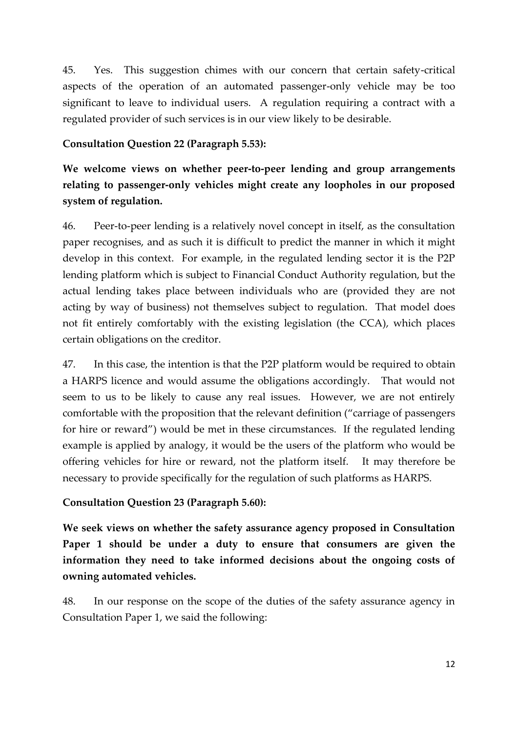45. Yes. This suggestion chimes with our concern that certain safety-critical aspects of the operation of an automated passenger-only vehicle may be too significant to leave to individual users. A regulation requiring a contract with a regulated provider of such services is in our view likely to be desirable.

**Consultation Question 22 (Paragraph 5.53):**

**We welcome views on whether peer-to-peer lending and group arrangements relating to passenger-only vehicles might create any loopholes in our proposed system of regulation.**

46. Peer-to-peer lending is a relatively novel concept in itself, as the consultation paper recognises, and as such it is difficult to predict the manner in which it might develop in this context. For example, in the regulated lending sector it is the P2P lending platform which is subject to Financial Conduct Authority regulation, but the actual lending takes place between individuals who are (provided they are not acting by way of business) not themselves subject to regulation. That model does not fit entirely comfortably with the existing legislation (the CCA), which places certain obligations on the creditor.

47. In this case, the intention is that the P2P platform would be required to obtain a HARPS licence and would assume the obligations accordingly. That would not seem to us to be likely to cause any real issues. However, we are not entirely comfortable with the proposition that the relevant definition ("carriage of passengers for hire or reward") would be met in these circumstances. If the regulated lending example is applied by analogy, it would be the users of the platform who would be offering vehicles for hire or reward, not the platform itself. It may therefore be necessary to provide specifically for the regulation of such platforms as HARPS.

**Consultation Question 23 (Paragraph 5.60):**

**We seek views on whether the safety assurance agency proposed in Consultation Paper 1 should be under a duty to ensure that consumers are given the information they need to take informed decisions about the ongoing costs of owning automated vehicles.**

48. In our response on the scope of the duties of the safety assurance agency in Consultation Paper 1, we said the following: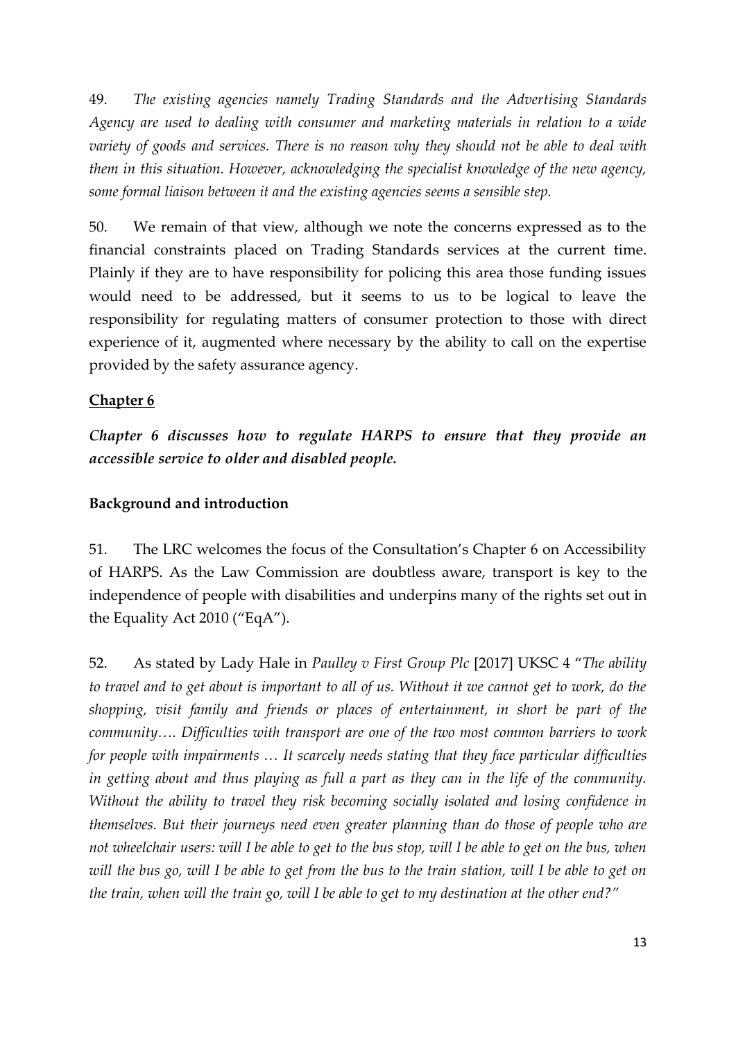49. *The existing agencies namely Trading Standards and the Advertising Standards Agency are used to dealing with consumer and marketing materials in relation to a wide variety of goods and services. There is no reason why they should not be able to deal with them in this situation. However, acknowledging the specialist knowledge of the new agency, some formal liaison between it and the existing agencies seems a sensible step.*

50. We remain of that view, although we note the concerns expressed as to the financial constraints placed on Trading Standards services at the current time. Plainly if they are to have responsibility for policing this area those funding issues would need to be addressed, but it seems to us to be logical to leave the responsibility for regulating matters of consumer protection to those with direct experience of it, augmented where necessary by the ability to call on the expertise provided by the safety assurance agency.

## Chapter 6

***Chapter 6 discusses how to regulate HARPS to ensure that they provide an accessible service to older and disabled people.***

### Background and introduction

51. The LRC welcomes the focus of the Consultation's Chapter 6 on Accessibility of HARPS. As the Law Commission are doubtless aware, transport is key to the independence of people with disabilities and underpins many of the rights set out in the Equality Act 2010 ("EqA").

52. As stated by Lady Hale in *Paulley v First Group Plc* [2017] UKSC 4 "*The ability to travel and to get about is important to all of us. Without it we cannot get to work, do the shopping, visit family and friends or places of entertainment, in short be part of the community…. Difficulties with transport are one of the two most common barriers to work for people with impairments … It scarcely needs stating that they face particular difficulties in getting about and thus playing as full a part as they can in the life of the community. Without the ability to travel they risk becoming socially isolated and losing confidence in themselves. But their journeys need even greater planning than do those of people who are not wheelchair users: will I be able to get to the bus stop, will I be able to get on the bus, when will the bus go, will I be able to get from the bus to the train station, will I be able to get on the train, when will the train go, will I be able to get to my destination at the other end?*"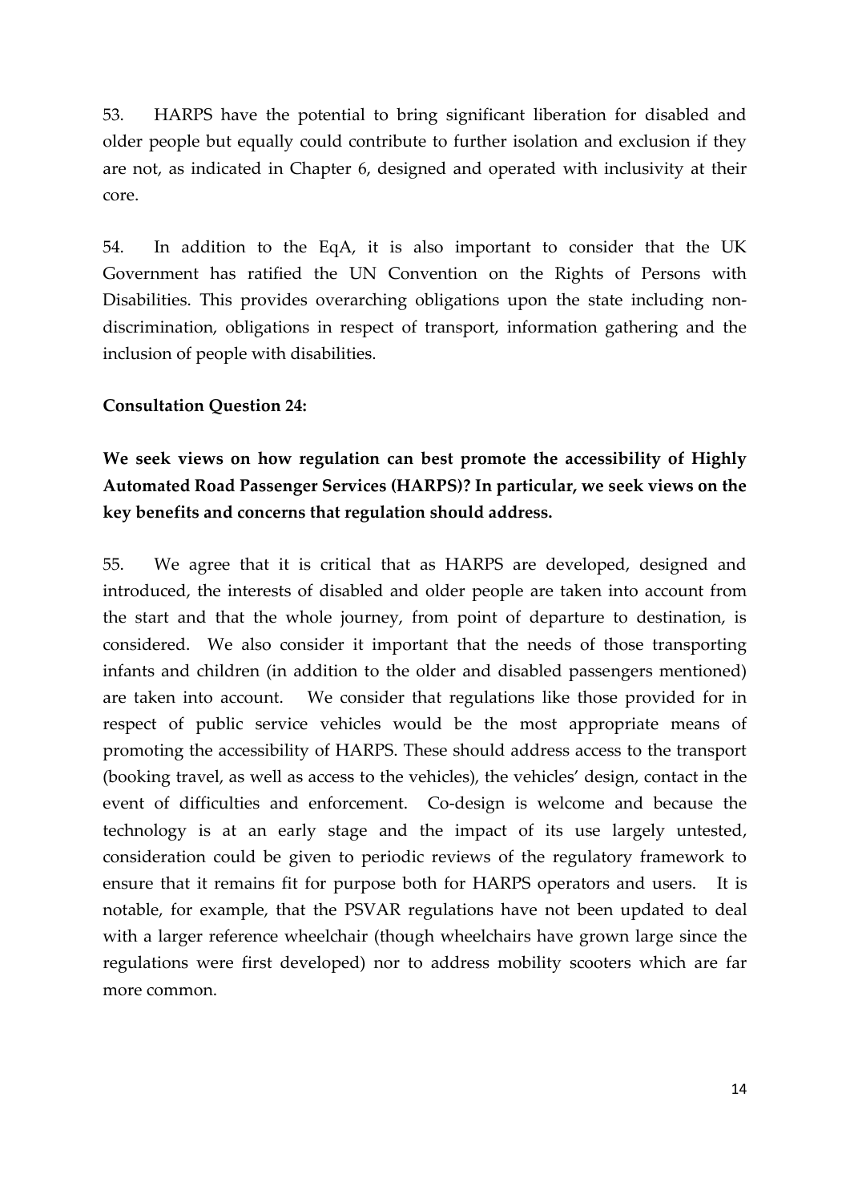53. HARPS have the potential to bring significant liberation for disabled and older people but equally could contribute to further isolation and exclusion if they are not, as indicated in Chapter 6, designed and operated with inclusivity at their core.

54. In addition to the EqA, it is also important to consider that the UK Government has ratified the UN Convention on the Rights of Persons with Disabilities. This provides overarching obligations upon the state including non-discrimination, obligations in respect of transport, information gathering and the inclusion of people with disabilities.

**Consultation Question 24:**

**We seek views on how regulation can best promote the accessibility of Highly Automated Road Passenger Services (HARPS)? In particular, we seek views on the key benefits and concerns that regulation should address.**

55. We agree that it is critical that as HARPS are developed, designed and introduced, the interests of disabled and older people are taken into account from the start and that the whole journey, from point of departure to destination, is considered. We also consider it important that the needs of those transporting infants and children (in addition to the older and disabled passengers mentioned) are taken into account. We consider that regulations like those provided for in respect of public service vehicles would be the most appropriate means of promoting the accessibility of HARPS. These should address access to the transport (booking travel, as well as access to the vehicles), the vehicles' design, contact in the event of difficulties and enforcement. Co-design is welcome and because the technology is at an early stage and the impact of its use largely untested, consideration could be given to periodic reviews of the regulatory framework to ensure that it remains fit for purpose both for HARPS operators and users. It is notable, for example, that the PSVAR regulations have not been updated to deal with a larger reference wheelchair (though wheelchairs have grown large since the regulations were first developed) nor to address mobility scooters which are far more common.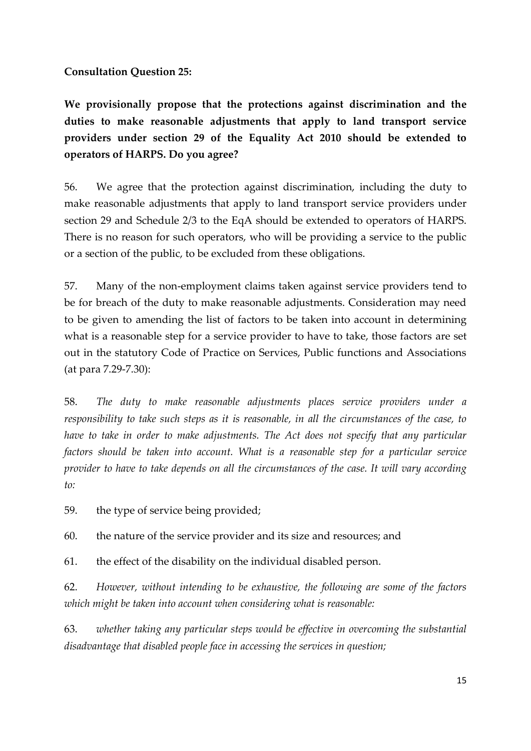**Consultation Question 25:**

**We provisionally propose that the protections against discrimination and the duties to make reasonable adjustments that apply to land transport service providers under section 29 of the Equality Act 2010 should be extended to operators of HARPS. Do you agree?**

56. We agree that the protection against discrimination, including the duty to make reasonable adjustments that apply to land transport service providers under section 29 and Schedule 2/3 to the EqA should be extended to operators of HARPS. There is no reason for such operators, who will be providing a service to the public or a section of the public, to be excluded from these obligations.

57. Many of the non-employment claims taken against service providers tend to be for breach of the duty to make reasonable adjustments. Consideration may need to be given to amending the list of factors to be taken into account in determining what is a reasonable step for a service provider to have to take, those factors are set out in the statutory Code of Practice on Services, Public functions and Associations (at para 7.29-7.30):

58. *The duty to make reasonable adjustments places service providers under a responsibility to take such steps as it is reasonable, in all the circumstances of the case, to have to take in order to make adjustments. The Act does not specify that any particular factors should be taken into account. What is a reasonable step for a particular service provider to have to take depends on all the circumstances of the case. It will vary according to:*

59. the type of service being provided;

60. the nature of the service provider and its size and resources; and

61. the effect of the disability on the individual disabled person.

62. *However, without intending to be exhaustive, the following are some of the factors which might be taken into account when considering what is reasonable:*

63. *whether taking any particular steps would be effective in overcoming the substantial disadvantage that disabled people face in accessing the services in question;*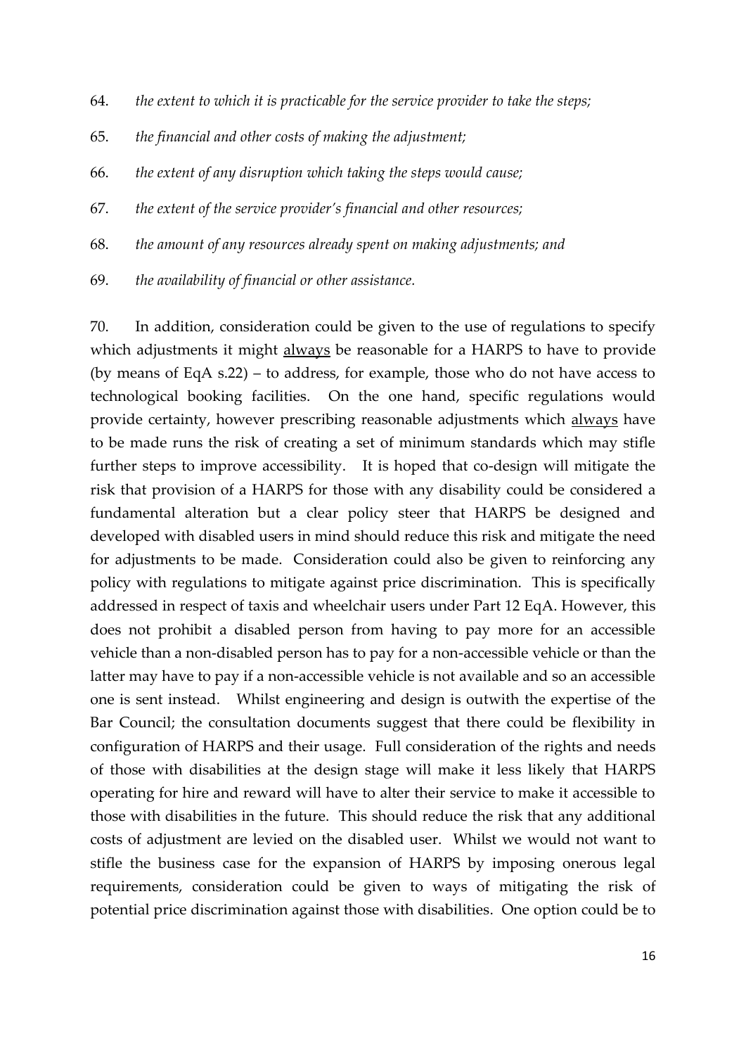64. *the extent to which it is practicable for the service provider to take the steps;*

65. *the financial and other costs of making the adjustment;*

66. *the extent of any disruption which taking the steps would cause;*

67. *the extent of the service provider's financial and other resources;*

68. *the amount of any resources already spent on making adjustments; and*

69. *the availability of financial or other assistance.*

70. In addition, consideration could be given to the use of regulations to specify which adjustments it might <u>always</u> be reasonable for a HARPS to have to provide (by means of EqA s.22) – to address, for example, those who do not have access to technological booking facilities. On the one hand, specific regulations would provide certainty, however prescribing reasonable adjustments which <u>always</u> have to be made runs the risk of creating a set of minimum standards which may stifle further steps to improve accessibility. It is hoped that co-design will mitigate the risk that provision of a HARPS for those with any disability could be considered a fundamental alteration but a clear policy steer that HARPS be designed and developed with disabled users in mind should reduce this risk and mitigate the need for adjustments to be made. Consideration could also be given to reinforcing any policy with regulations to mitigate against price discrimination. This is specifically addressed in respect of taxis and wheelchair users under Part 12 EqA. However, this does not prohibit a disabled person from having to pay more for an accessible vehicle than a non-disabled person has to pay for a non-accessible vehicle or than the latter may have to pay if a non-accessible vehicle is not available and so an accessible one is sent instead. Whilst engineering and design is outwith the expertise of the Bar Council; the consultation documents suggest that there could be flexibility in configuration of HARPS and their usage. Full consideration of the rights and needs of those with disabilities at the design stage will make it less likely that HARPS operating for hire and reward will have to alter their service to make it accessible to those with disabilities in the future. This should reduce the risk that any additional costs of adjustment are levied on the disabled user. Whilst we would not want to stifle the business case for the expansion of HARPS by imposing onerous legal requirements, consideration could be given to ways of mitigating the risk of potential price discrimination against those with disabilities. One option could be to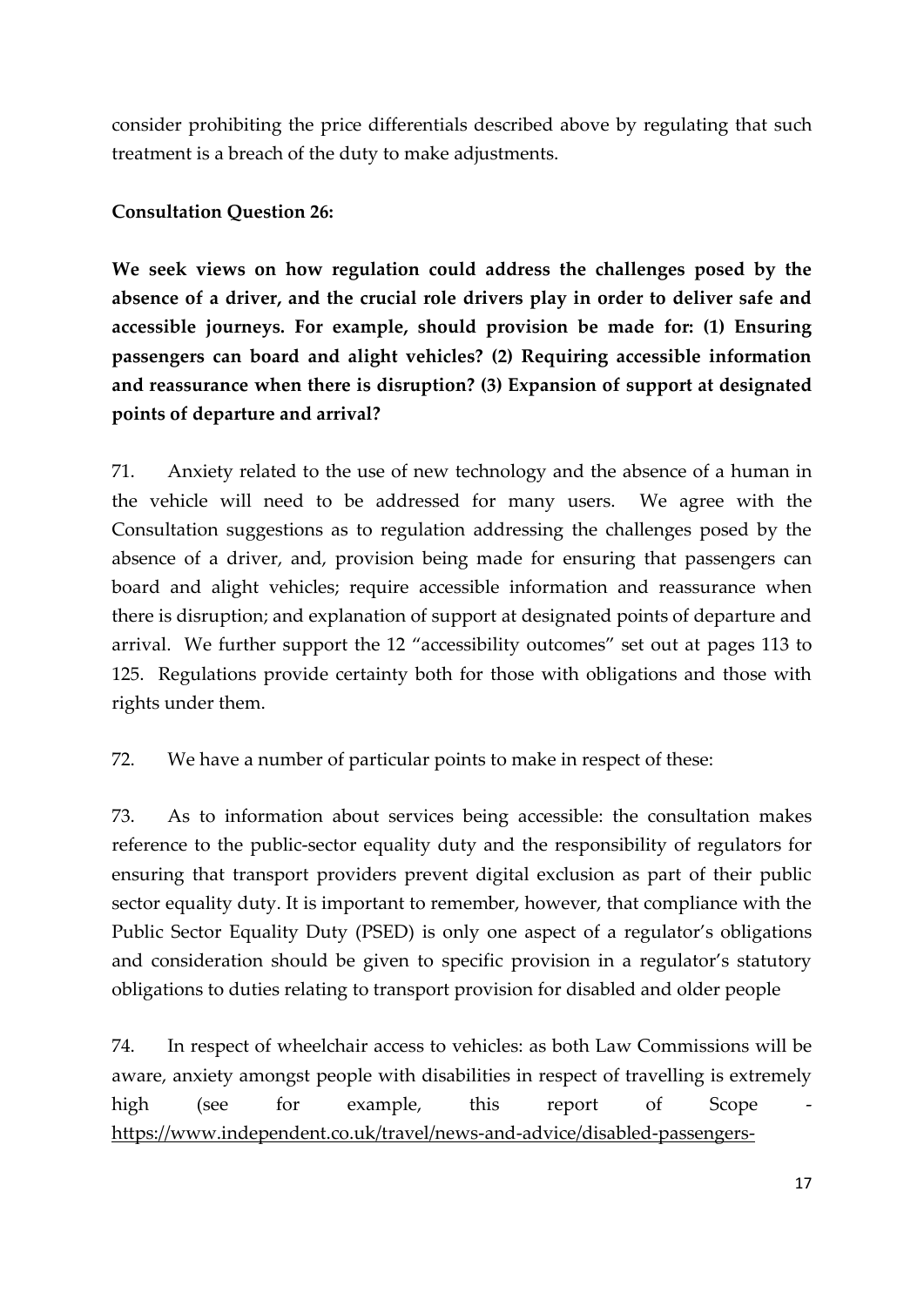consider prohibiting the price differentials described above by regulating that such treatment is a breach of the duty to make adjustments.

**Consultation Question 26:**

**We seek views on how regulation could address the challenges posed by the absence of a driver, and the crucial role drivers play in order to deliver safe and accessible journeys. For example, should provision be made for: (1) Ensuring passengers can board and alight vehicles? (2) Requiring accessible information and reassurance when there is disruption? (3) Expansion of support at designated points of departure and arrival?**

71. Anxiety related to the use of new technology and the absence of a human in the vehicle will need to be addressed for many users. We agree with the Consultation suggestions as to regulation addressing the challenges posed by the absence of a driver, and, provision being made for ensuring that passengers can board and alight vehicles; require accessible information and reassurance when there is disruption; and explanation of support at designated points of departure and arrival. We further support the 12 "accessibility outcomes" set out at pages 113 to 125. Regulations provide certainty both for those with obligations and those with rights under them.

72. We have a number of particular points to make in respect of these:

73. As to information about services being accessible: the consultation makes reference to the public-sector equality duty and the responsibility of regulators for ensuring that transport providers prevent digital exclusion as part of their public sector equality duty. It is important to remember, however, that compliance with the Public Sector Equality Duty (PSED) is only one aspect of a regulator's obligations and consideration should be given to specific provision in a regulator's statutory obligations to duties relating to transport provision for disabled and older people

74. In respect of wheelchair access to vehicles: as both Law Commissions will be aware, anxiety amongst people with disabilities in respect of travelling is extremely high (see for example, this report of Scope - https://www.independent.co.uk/travel/news-and-advice/disabled-passengers-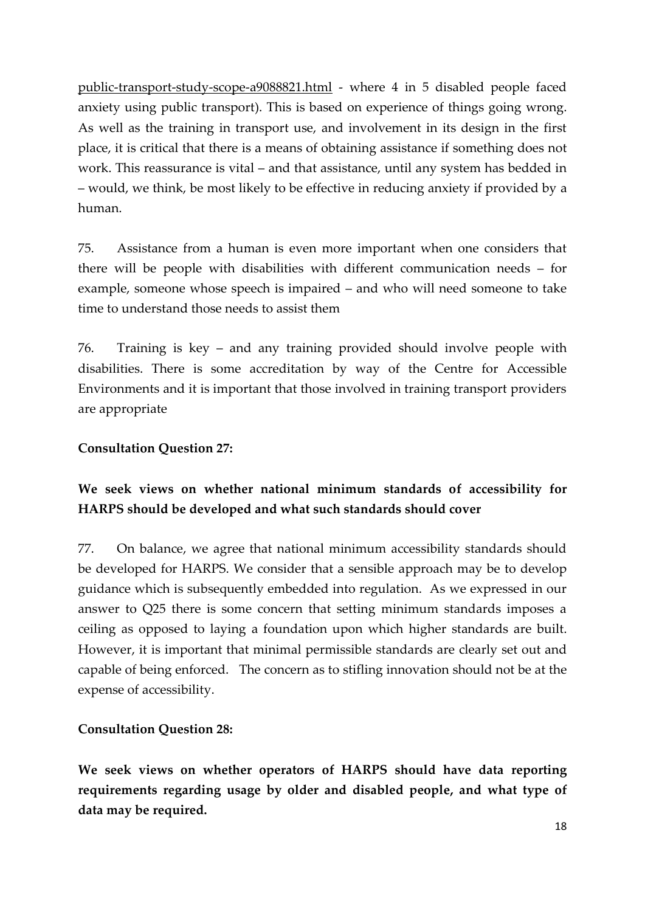public-transport-study-scope-a9088821.html - where 4 in 5 disabled people faced anxiety using public transport). This is based on experience of things going wrong. As well as the training in transport use, and involvement in its design in the first place, it is critical that there is a means of obtaining assistance if something does not work. This reassurance is vital – and that assistance, until any system has bedded in – would, we think, be most likely to be effective in reducing anxiety if provided by a human.

75. Assistance from a human is even more important when one considers that there will be people with disabilities with different communication needs – for example, someone whose speech is impaired – and who will need someone to take time to understand those needs to assist them

76. Training is key – and any training provided should involve people with disabilities. There is some accreditation by way of the Centre for Accessible Environments and it is important that those involved in training transport providers are appropriate

**Consultation Question 27:**

**We seek views on whether national minimum standards of accessibility for HARPS should be developed and what such standards should cover**

77. On balance, we agree that national minimum accessibility standards should be developed for HARPS. We consider that a sensible approach may be to develop guidance which is subsequently embedded into regulation. As we expressed in our answer to Q25 there is some concern that setting minimum standards imposes a ceiling as opposed to laying a foundation upon which higher standards are built. However, it is important that minimal permissible standards are clearly set out and capable of being enforced. The concern as to stifling innovation should not be at the expense of accessibility.

**Consultation Question 28:**

**We seek views on whether operators of HARPS should have data reporting requirements regarding usage by older and disabled people, and what type of data may be required.**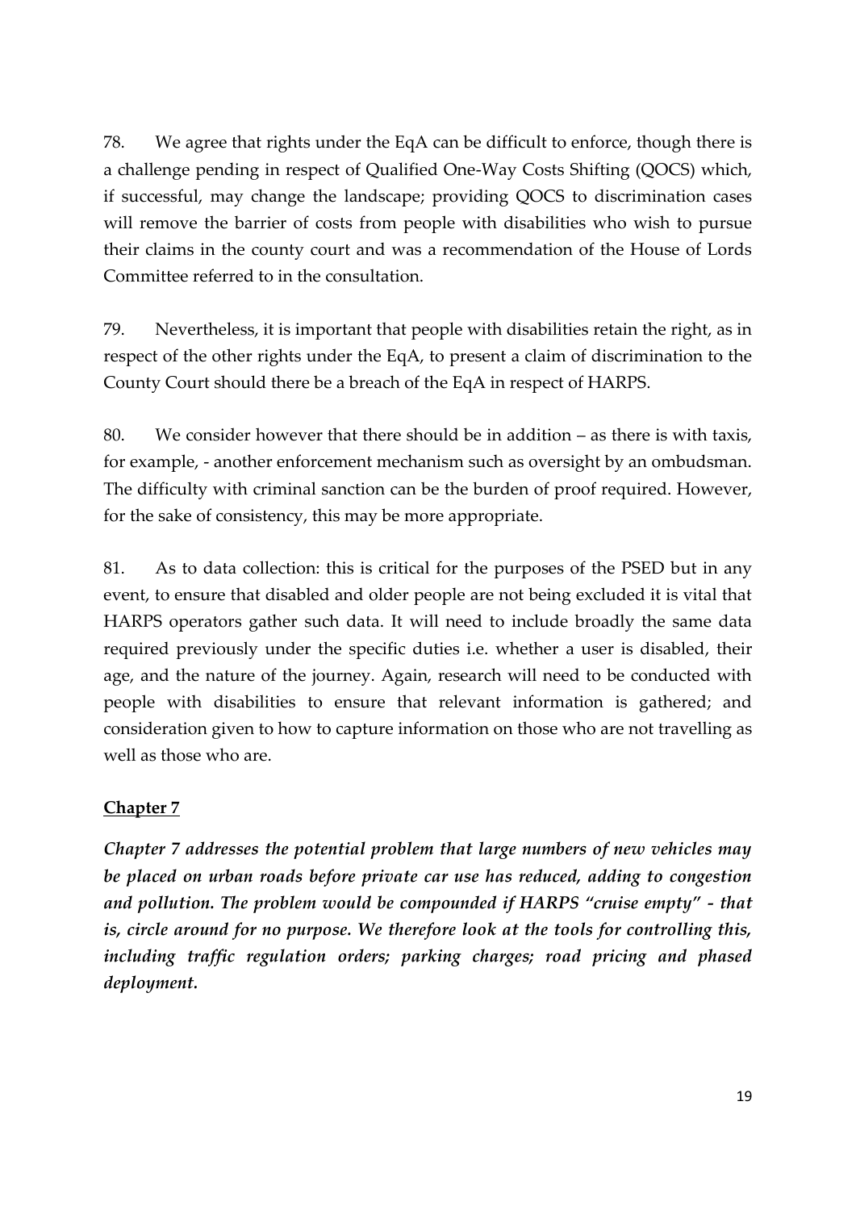78. We agree that rights under the EqA can be difficult to enforce, though there is a challenge pending in respect of Qualified One-Way Costs Shifting (QOCS) which, if successful, may change the landscape; providing QOCS to discrimination cases will remove the barrier of costs from people with disabilities who wish to pursue their claims in the county court and was a recommendation of the House of Lords Committee referred to in the consultation.

79. Nevertheless, it is important that people with disabilities retain the right, as in respect of the other rights under the EqA, to present a claim of discrimination to the County Court should there be a breach of the EqA in respect of HARPS.

80. We consider however that there should be in addition – as there is with taxis, for example, - another enforcement mechanism such as oversight by an ombudsman. The difficulty with criminal sanction can be the burden of proof required. However, for the sake of consistency, this may be more appropriate.

81. As to data collection: this is critical for the purposes of the PSED but in any event, to ensure that disabled and older people are not being excluded it is vital that HARPS operators gather such data. It will need to include broadly the same data required previously under the specific duties i.e. whether a user is disabled, their age, and the nature of the journey. Again, research will need to be conducted with people with disabilities to ensure that relevant information is gathered; and consideration given to how to capture information on those who are not travelling as well as those who are.

## <u>Chapter 7</u>

***Chapter 7 addresses the potential problem that large numbers of new vehicles may be placed on urban roads before private car use has reduced, adding to congestion and pollution. The problem would be compounded if HARPS "cruise empty" - that is, circle around for no purpose. We therefore look at the tools for controlling this, including traffic regulation orders; parking charges; road pricing and phased deployment.***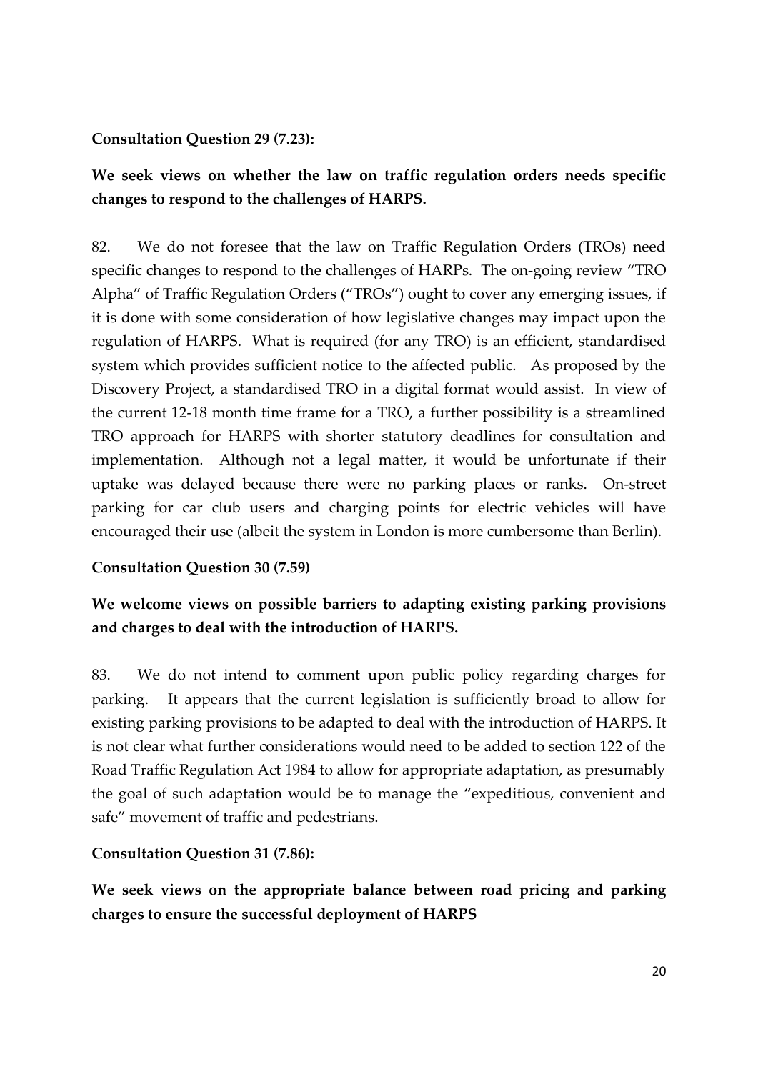**Consultation Question 29 (7.23):**

**We seek views on whether the law on traffic regulation orders needs specific changes to respond to the challenges of HARPS.**

82. We do not foresee that the law on Traffic Regulation Orders (TROs) need specific changes to respond to the challenges of HARPs. The on-going review "TRO Alpha" of Traffic Regulation Orders ("TROs") ought to cover any emerging issues, if it is done with some consideration of how legislative changes may impact upon the regulation of HARPS. What is required (for any TRO) is an efficient, standardised system which provides sufficient notice to the affected public. As proposed by the Discovery Project, a standardised TRO in a digital format would assist. In view of the current 12-18 month time frame for a TRO, a further possibility is a streamlined TRO approach for HARPS with shorter statutory deadlines for consultation and implementation. Although not a legal matter, it would be unfortunate if their uptake was delayed because there were no parking places or ranks. On-street parking for car club users and charging points for electric vehicles will have encouraged their use (albeit the system in London is more cumbersome than Berlin).

**Consultation Question 30 (7.59)**

**We welcome views on possible barriers to adapting existing parking provisions and charges to deal with the introduction of HARPS.**

83. We do not intend to comment upon public policy regarding charges for parking. It appears that the current legislation is sufficiently broad to allow for existing parking provisions to be adapted to deal with the introduction of HARPS. It is not clear what further considerations would need to be added to section 122 of the Road Traffic Regulation Act 1984 to allow for appropriate adaptation, as presumably the goal of such adaptation would be to manage the "expeditious, convenient and safe" movement of traffic and pedestrians.

**Consultation Question 31 (7.86):**

**We seek views on the appropriate balance between road pricing and parking charges to ensure the successful deployment of HARPS**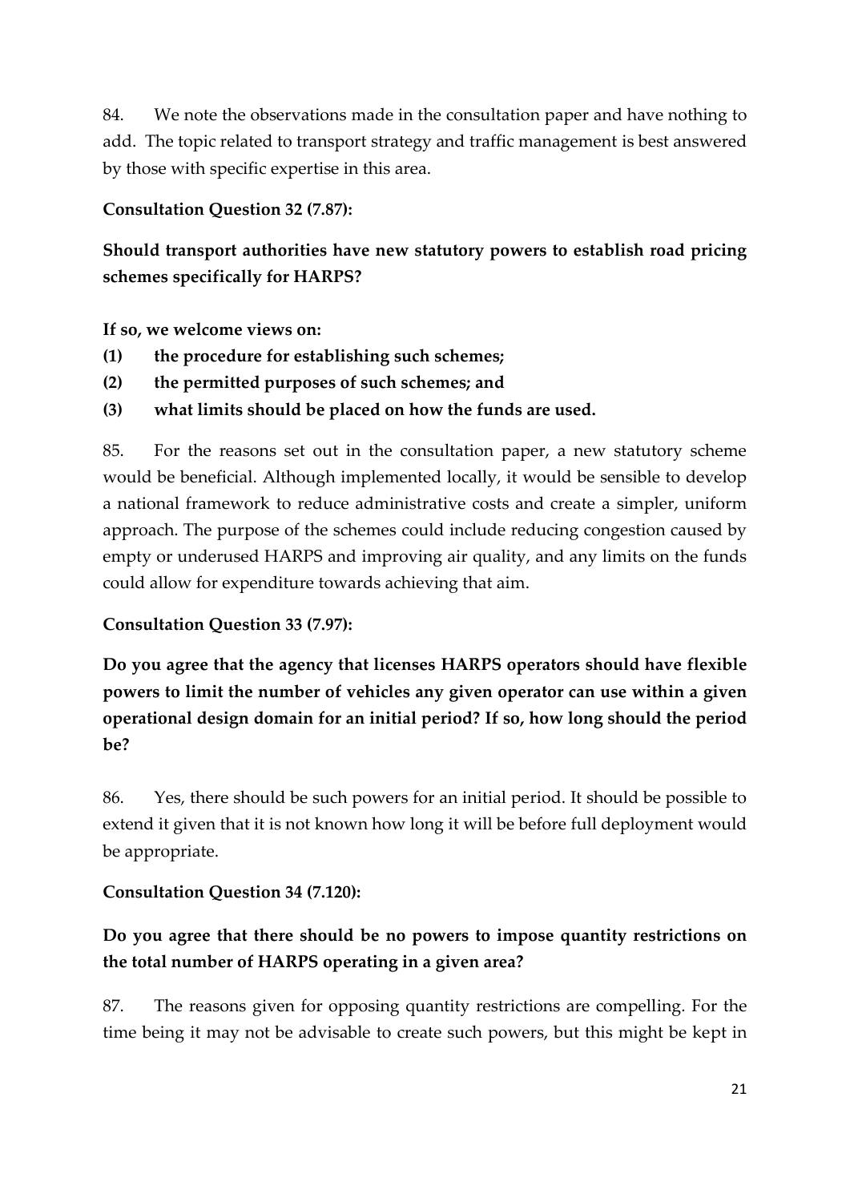84. We note the observations made in the consultation paper and have nothing to add. The topic related to transport strategy and traffic management is best answered by those with specific expertise in this area.

**Consultation Question 32 (7.87):**

**Should transport authorities have new statutory powers to establish road pricing schemes specifically for HARPS?**

**If so, we welcome views on:**

**(1) the procedure for establishing such schemes;**

**(2) the permitted purposes of such schemes; and**

**(3) what limits should be placed on how the funds are used.**

85. For the reasons set out in the consultation paper, a new statutory scheme would be beneficial. Although implemented locally, it would be sensible to develop a national framework to reduce administrative costs and create a simpler, uniform approach. The purpose of the schemes could include reducing congestion caused by empty or underused HARPS and improving air quality, and any limits on the funds could allow for expenditure towards achieving that aim.

**Consultation Question 33 (7.97):**

**Do you agree that the agency that licenses HARPS operators should have flexible powers to limit the number of vehicles any given operator can use within a given operational design domain for an initial period? If so, how long should the period be?**

86. Yes, there should be such powers for an initial period. It should be possible to extend it given that it is not known how long it will be before full deployment would be appropriate.

**Consultation Question 34 (7.120):**

**Do you agree that there should be no powers to impose quantity restrictions on the total number of HARPS operating in a given area?**

87. The reasons given for opposing quantity restrictions are compelling. For the time being it may not be advisable to create such powers, but this might be kept in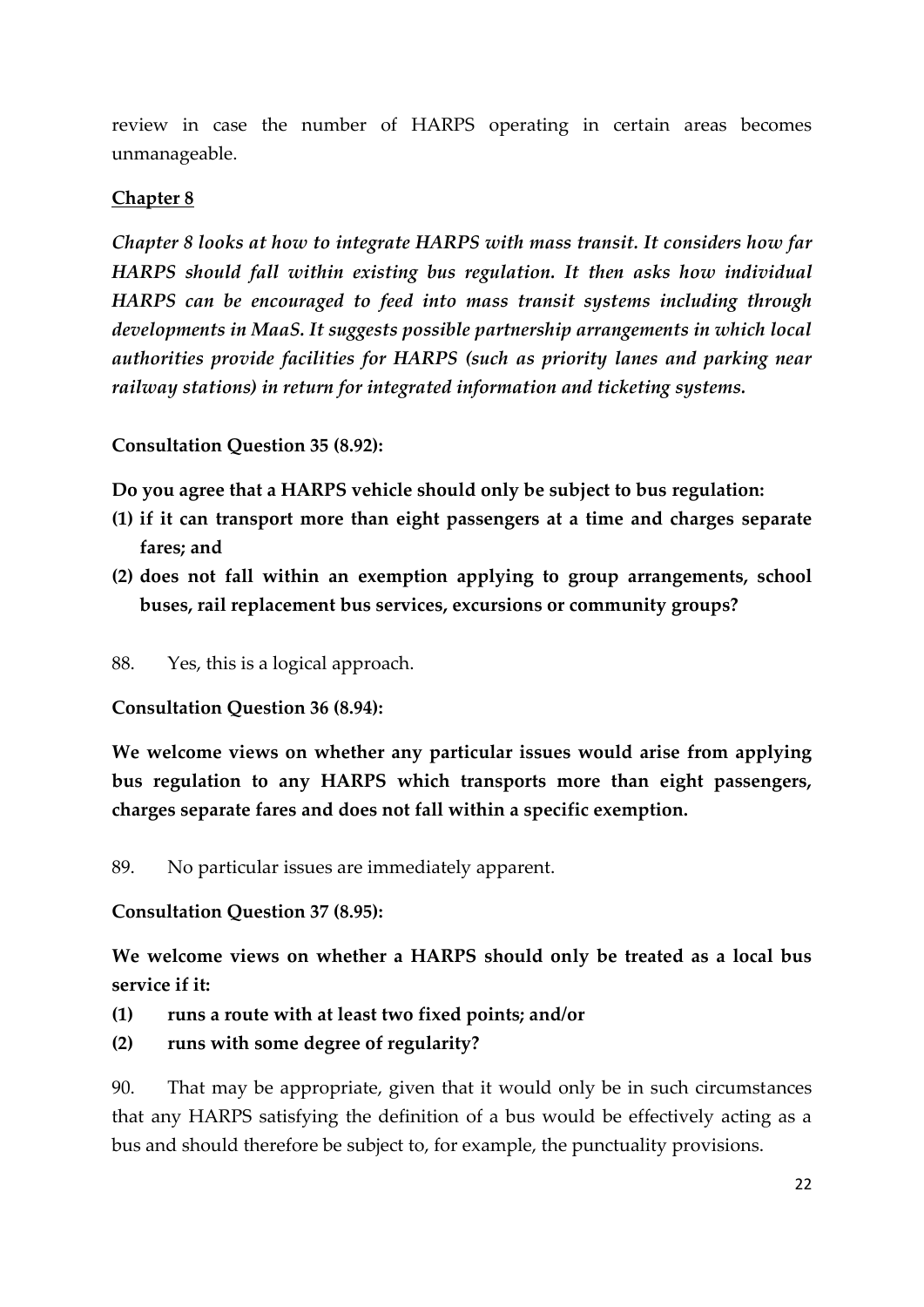review in case the number of HARPS operating in certain areas becomes unmanageable.

## Chapter 8

***Chapter 8 looks at how to integrate HARPS with mass transit. It considers how far HARPS should fall within existing bus regulation. It then asks how individual HARPS can be encouraged to feed into mass transit systems including through developments in MaaS. It suggests possible partnership arrangements in which local authorities provide facilities for HARPS (such as priority lanes and parking near railway stations) in return for integrated information and ticketing systems.***

**Consultation Question 35 (8.92):**

**Do you agree that a HARPS vehicle should only be subject to bus regulation:**

**(1) if it can transport more than eight passengers at a time and charges separate fares; and**

**(2) does not fall within an exemption applying to group arrangements, school buses, rail replacement bus services, excursions or community groups?**

88. Yes, this is a logical approach.

**Consultation Question 36 (8.94):**

**We welcome views on whether any particular issues would arise from applying bus regulation to any HARPS which transports more than eight passengers, charges separate fares and does not fall within a specific exemption.**

89. No particular issues are immediately apparent.

**Consultation Question 37 (8.95):**

**We welcome views on whether a HARPS should only be treated as a local bus service if it:**

**(1) runs a route with at least two fixed points; and/or**

**(2) runs with some degree of regularity?**

90. That may be appropriate, given that it would only be in such circumstances that any HARPS satisfying the definition of a bus would be effectively acting as a bus and should therefore be subject to, for example, the punctuality provisions.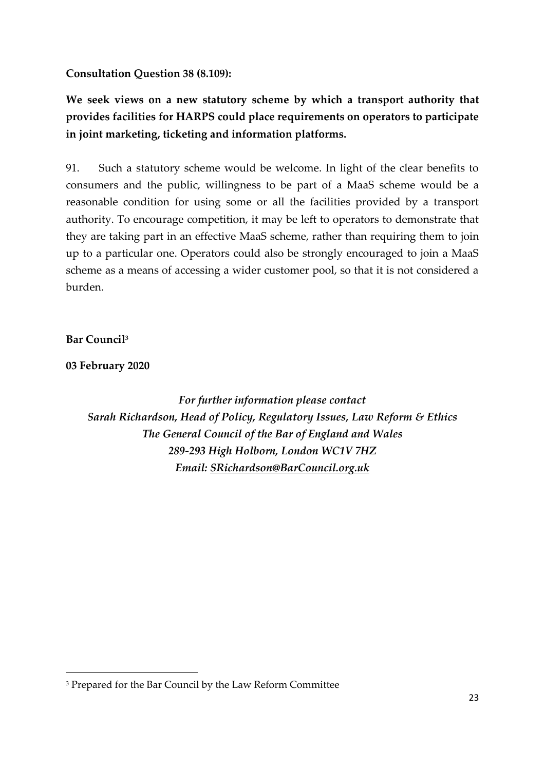**Consultation Question 38 (8.109):**

**We seek views on a new statutory scheme by which a transport authority that provides facilities for HARPS could place requirements on operators to participate in joint marketing, ticketing and information platforms.**

91. Such a statutory scheme would be welcome. In light of the clear benefits to consumers and the public, willingness to be part of a MaaS scheme would be a reasonable condition for using some or all the facilities provided by a transport authority. To encourage competition, it may be left to operators to demonstrate that they are taking part in an effective MaaS scheme, rather than requiring them to join up to a particular one. Operators could also be strongly encouraged to join a MaaS scheme as a means of accessing a wider customer pool, so that it is not considered a burden.

**Bar Council**[3]

**03 February 2020**

*For further information please contact*
*Sarah Richardson, Head of Policy, Regulatory Issues, Law Reform & Ethics*
*The General Council of the Bar of England and Wales*
*289-293 High Holborn, London WC1V 7HZ*
*Email: SRichardson@BarCouncil.org.uk*

---

[3] Prepared for the Bar Council by the Law Reform Committee